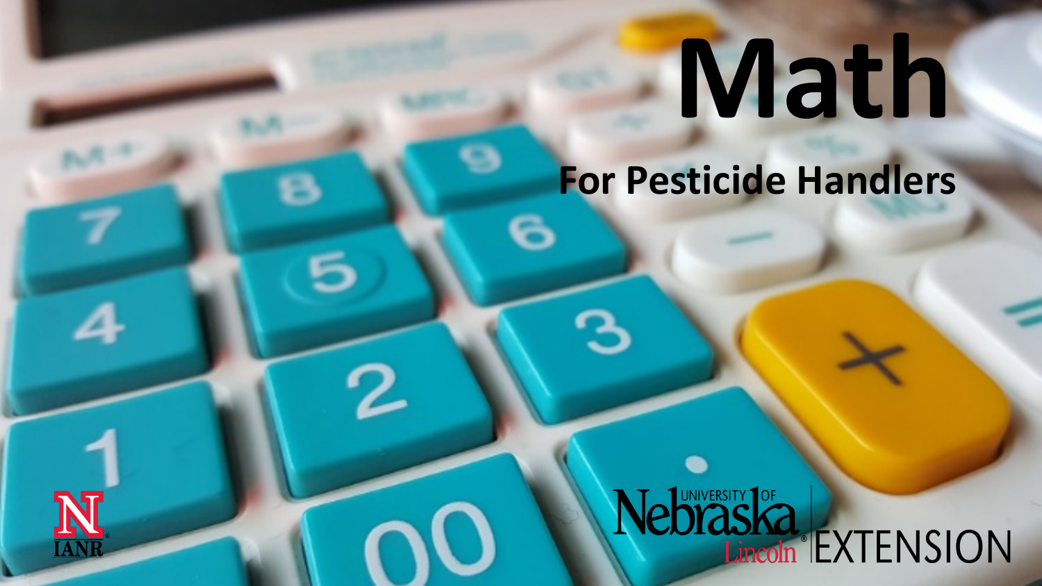# Math

## For Pesticide Handlers

University of Nebraska Lincoln EXTENSION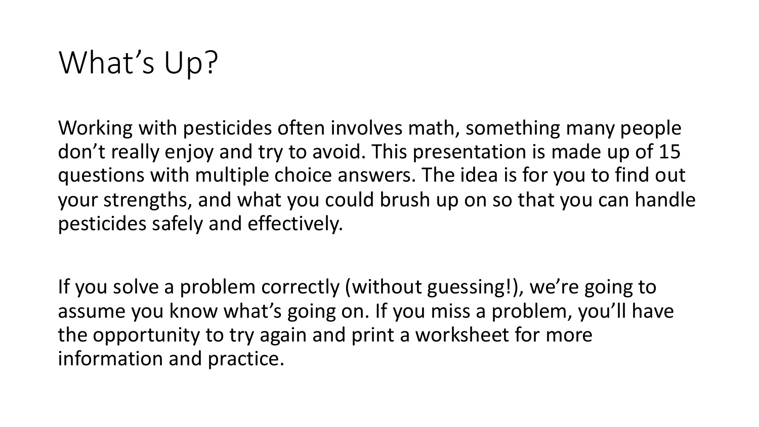# What's Up?

Working with pesticides often involves math, something many people don't really enjoy and try to avoid. This presentation is made up of 15 questions with multiple choice answers. The idea is for you to find out your strengths, and what you could brush up on so that you can handle pesticides safely and effectively.

If you solve a problem correctly (without guessing!), we're going to assume you know what's going on. If you miss a problem, you'll have the opportunity to try again and print a worksheet for more information and practice.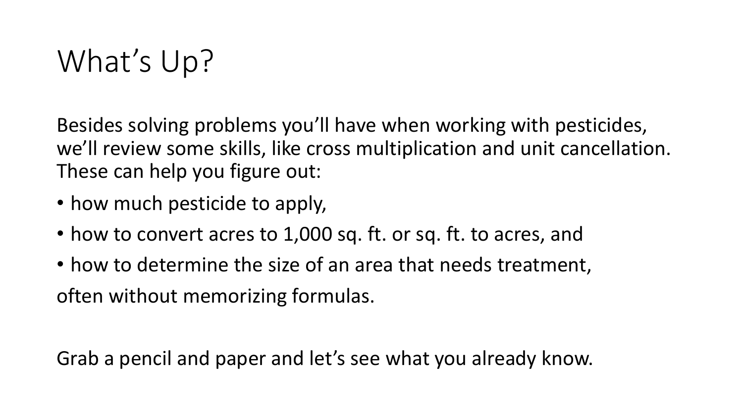# What's Up?

Besides solving problems you'll have when working with pesticides, we'll review some skills, like cross multiplication and unit cancellation. These can help you figure out:

- how much pesticide to apply,
- how to convert acres to 1,000 sq. ft. or sq. ft. to acres, and
- how to determine the size of an area that needs treatment,

often without memorizing formulas.

Grab a pencil and paper and let's see what you already know.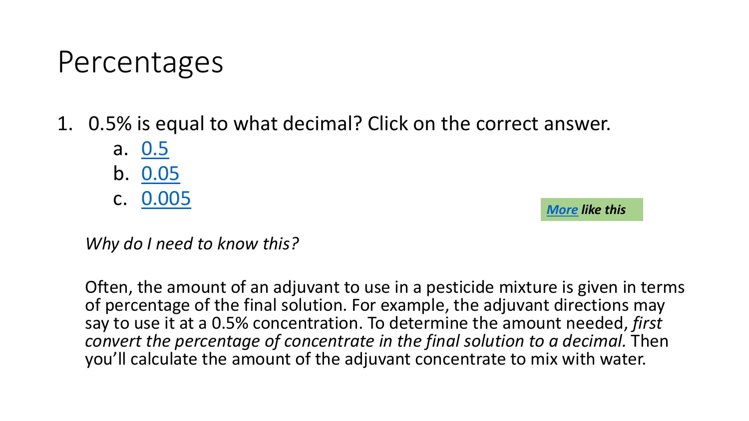# Percentages

1. 0.5% is equal to what decimal? Click on the correct answer.
   a. 0.5
   b. 0.05
   c. 0.005

***More like this***

*Why do I need to know this?*

Often, the amount of an adjuvant to use in a pesticide mixture is given in terms of percentage of the final solution. For example, the adjuvant directions may say to use it at a 0.5% concentration. To determine the amount needed, *first convert the percentage of concentrate in the final solution to a decimal.* Then you'll calculate the amount of the adjuvant concentrate to mix with water.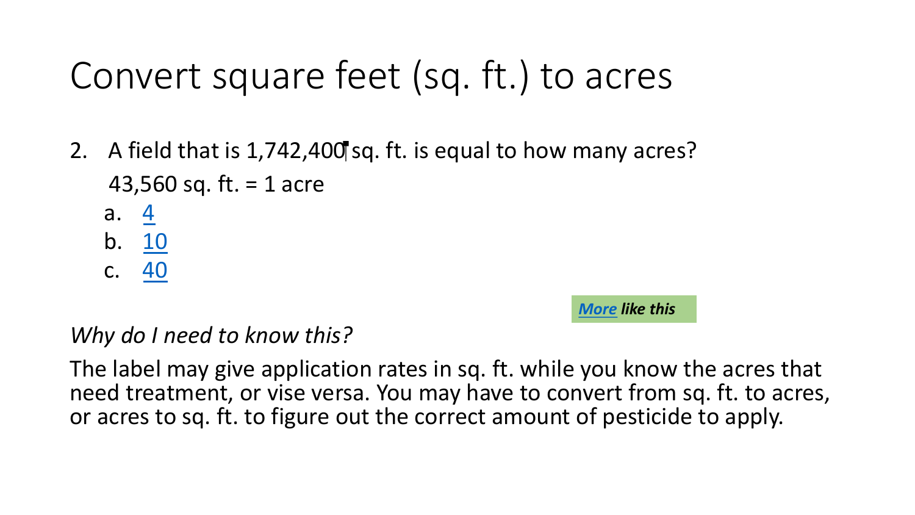# Convert square feet (sq. ft.) to acres

2. A field that is 1,742,400 sq. ft. is equal to how many acres?

   43,560 sq. ft. = 1 acre

   a. 4
   b. 10
   c. 40

***More like this***

*Why do I need to know this?*

The label may give application rates in sq. ft. while you know the acres that need treatment, or vise versa. You may have to convert from sq. ft. to acres, or acres to sq. ft. to figure out the correct amount of pesticide to apply.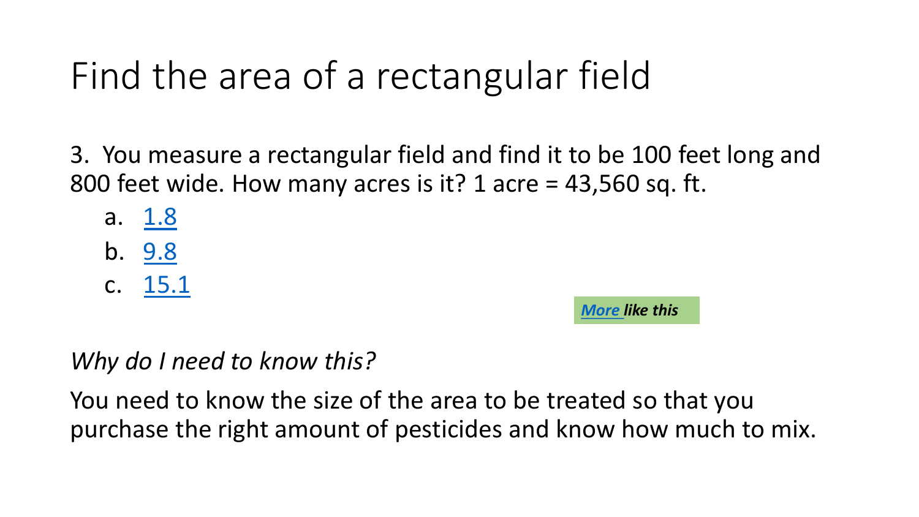# Find the area of a rectangular field

3. You measure a rectangular field and find it to be 100 feet long and 800 feet wide. How many acres is it? 1 acre = 43,560 sq. ft.

a. 1.8

b. 9.8

c. 15.1

***More like this***

*Why do I need to know this?*

You need to know the size of the area to be treated so that you purchase the right amount of pesticides and know how much to mix.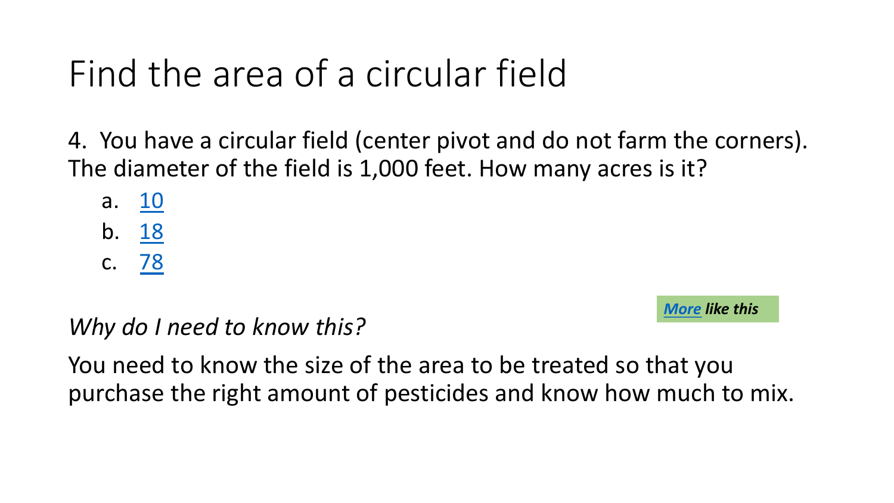# Find the area of a circular field

4. You have a circular field (center pivot and do not farm the corners). The diameter of the field is 1,000 feet. How many acres is it?

   a. 10
   b. 18
   c. 78

***More* like this**

*Why do I need to know this?*

You need to know the size of the area to be treated so that you purchase the right amount of pesticides and know how much to mix.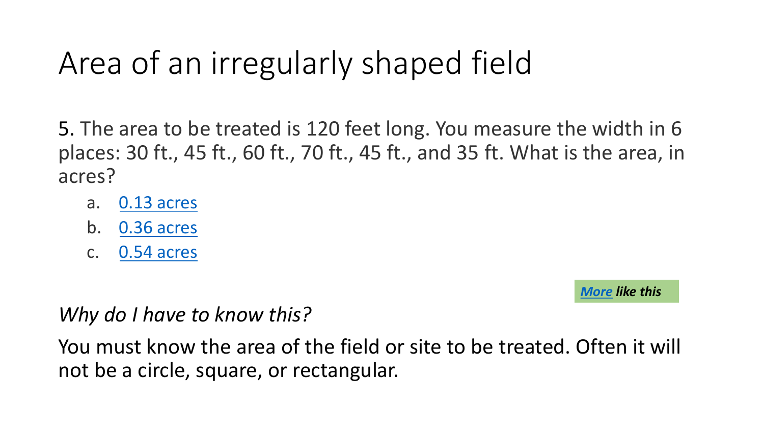# Area of an irregularly shaped field

5. The area to be treated is 120 feet long. You measure the width in 6 places: 30 ft., 45 ft., 60 ft., 70 ft., 45 ft., and 35 ft. What is the area, in acres?

a. 0.13 acres
b. 0.36 acres
c. 0.54 acres

***More* like this**

*Why do I have to know this?*

You must know the area of the field or site to be treated. Often it will not be a circle, square, or rectangular.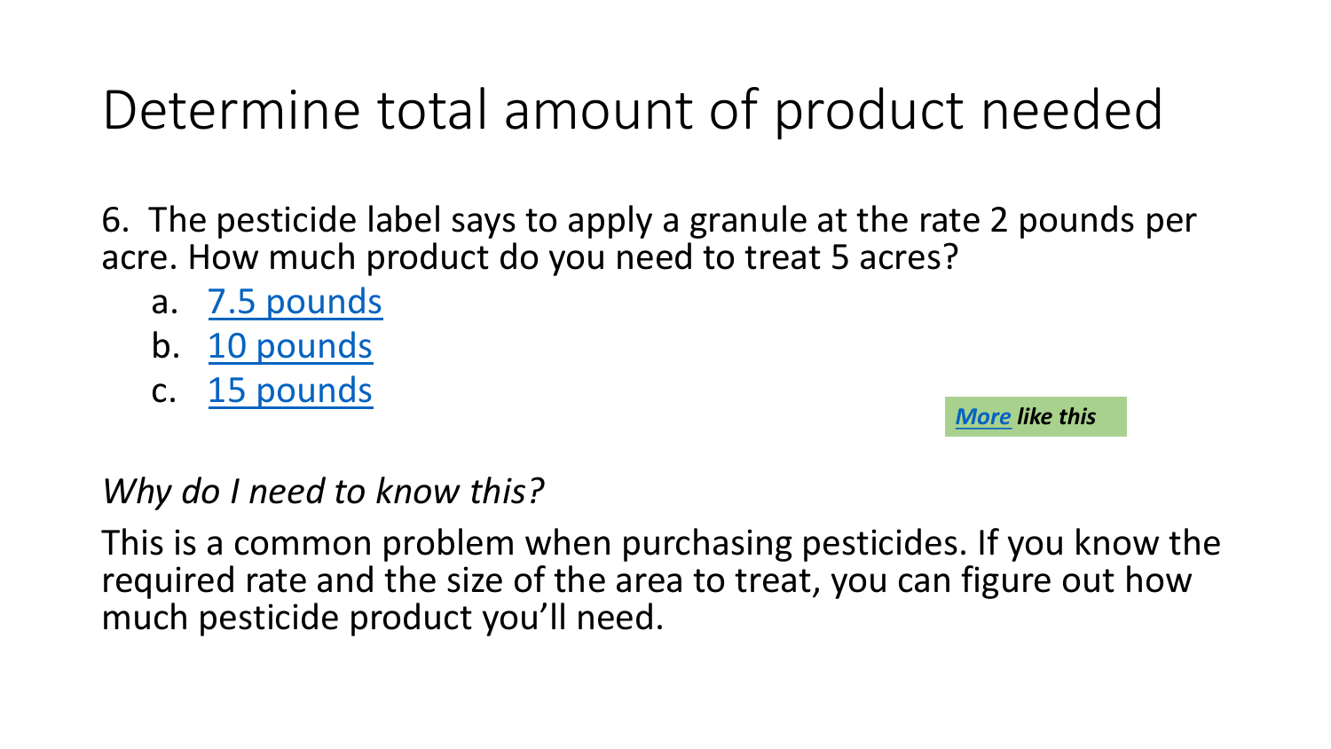# Determine total amount of product needed

6. The pesticide label says to apply a granule at the rate 2 pounds per acre. How much product do you need to treat 5 acres?

   a. 7.5 pounds
   b. 10 pounds
   c. 15 pounds

***More like this***

*Why do I need to know this?*

This is a common problem when purchasing pesticides. If you know the required rate and the size of the area to treat, you can figure out how much pesticide product you'll need.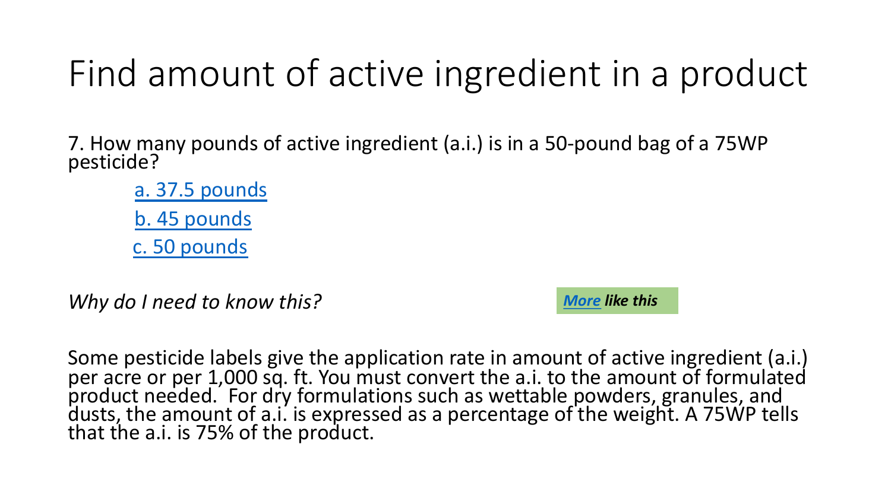# Find amount of active ingredient in a product

7. How many pounds of active ingredient (a.i.) is in a 50-pound bag of a 75WP pesticide?

a. 37.5 pounds

b. 45 pounds

c. 50 pounds

*Why do I need to know this?*

***More like this***

Some pesticide labels give the application rate in amount of active ingredient (a.i.) per acre or per 1,000 sq. ft. You must convert the a.i. to the amount of formulated product needed. For dry formulations such as wettable powders, granules, and dusts, the amount of a.i. is expressed as a percentage of the weight. A 75WP tells that the a.i. is 75% of the product.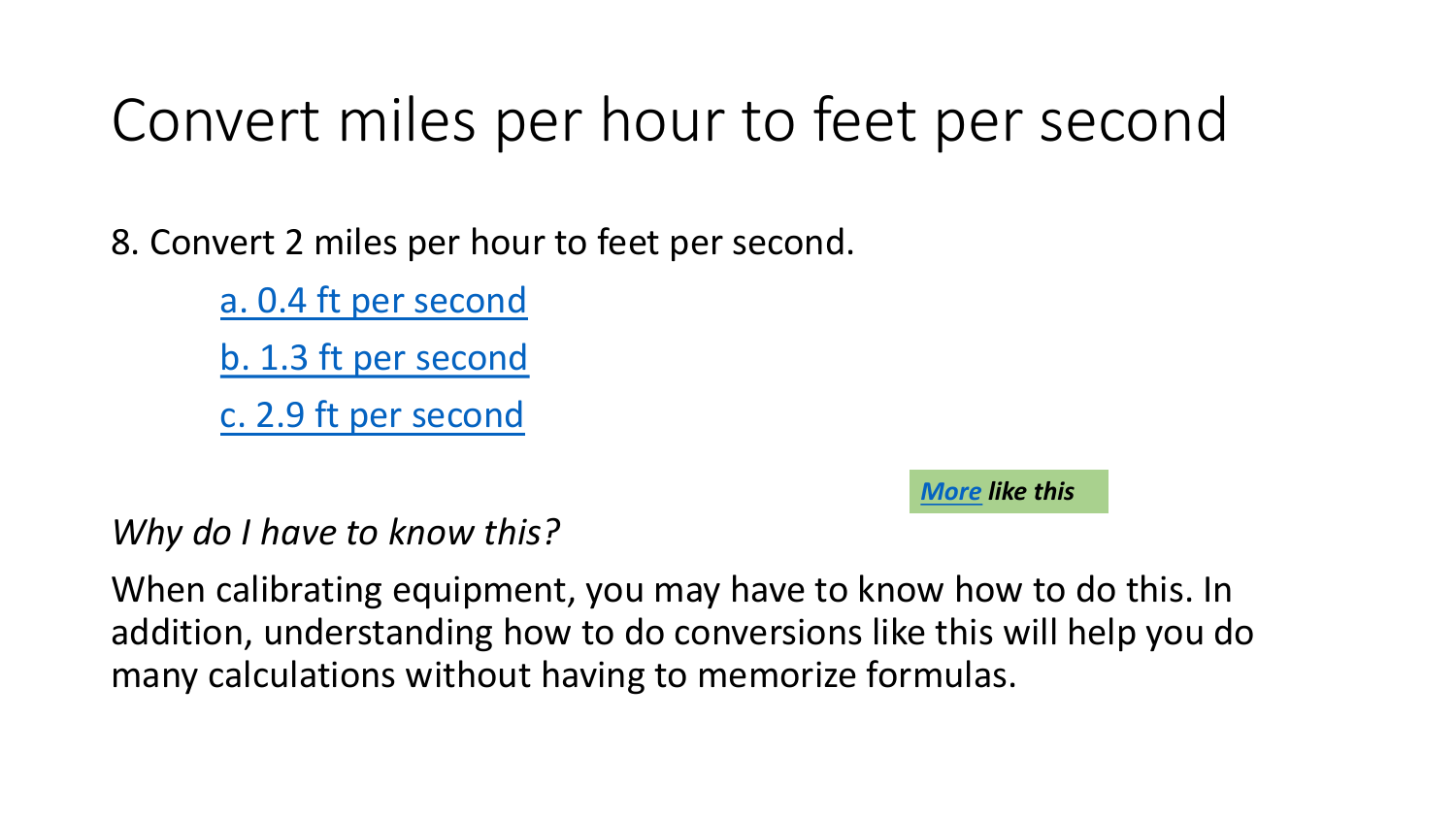# Convert miles per hour to feet per second

8. Convert 2 miles per hour to feet per second.

a. 0.4 ft per second

b. 1.3 ft per second

c. 2.9 ft per second

***More like this***

*Why do I have to know this?*

When calibrating equipment, you may have to know how to do this. In addition, understanding how to do conversions like this will help you do many calculations without having to memorize formulas.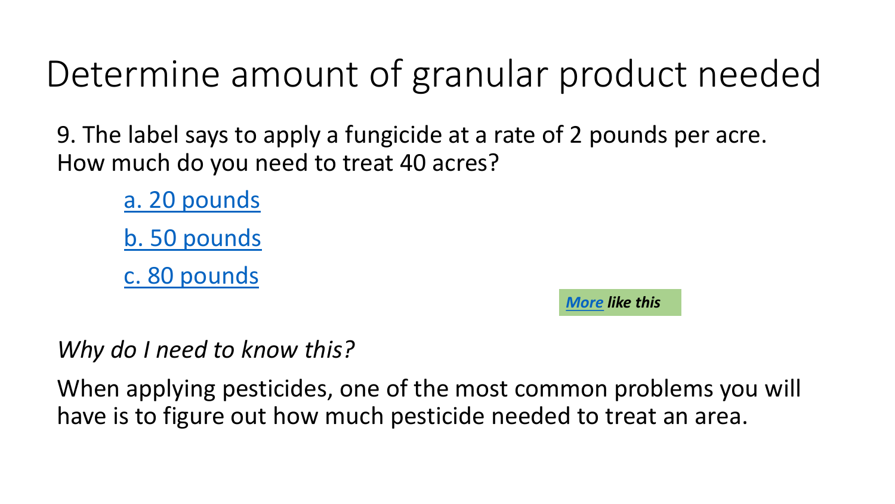# Determine amount of granular product needed

9. The label says to apply a fungicide at a rate of 2 pounds per acre. How much do you need to treat 40 acres?

a. 20 pounds

b. 50 pounds

c. 80 pounds

***More like this***

*Why do I need to know this?*

When applying pesticides, one of the most common problems you will have is to figure out how much pesticide needed to treat an area.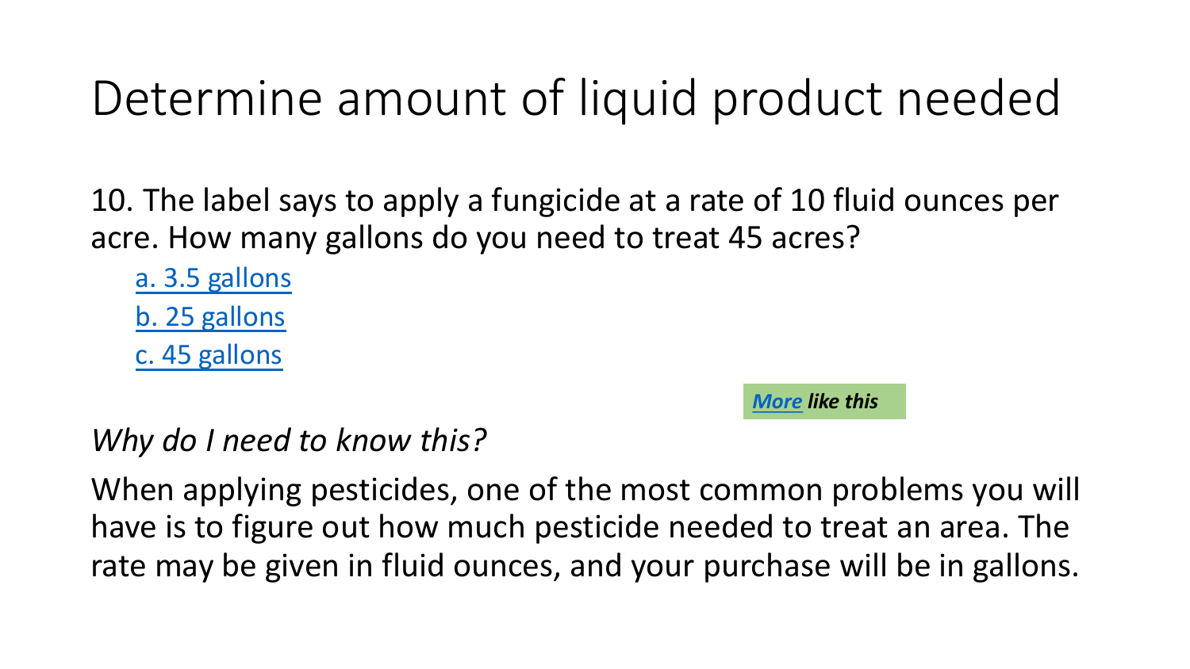# Determine amount of liquid product needed

10. The label says to apply a fungicide at a rate of 10 fluid ounces per acre. How many gallons do you need to treat 45 acres?

a. 3.5 gallons

b. 25 gallons

c. 45 gallons

***More like this***

*Why do I need to know this?*

When applying pesticides, one of the most common problems you will have is to figure out how much pesticide needed to treat an area. The rate may be given in fluid ounces, and your purchase will be in gallons.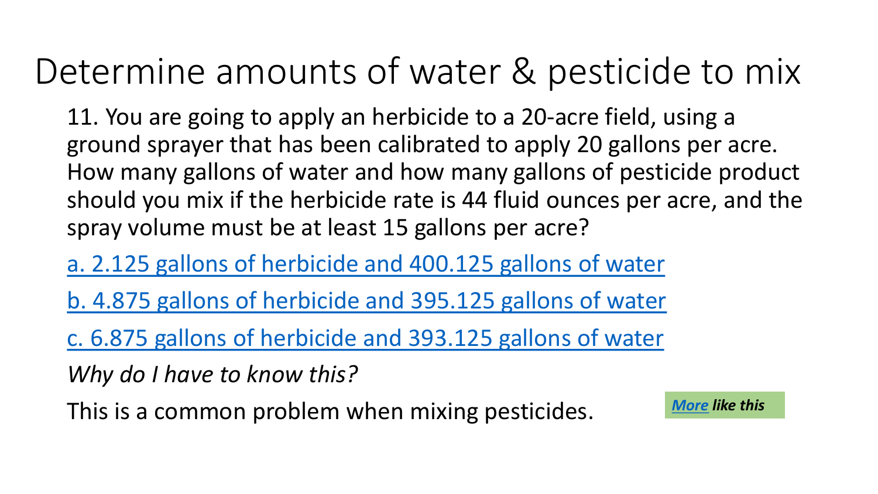# Determine amounts of water & pesticide to mix

11. You are going to apply an herbicide to a 20-acre field, using a ground sprayer that has been calibrated to apply 20 gallons per acre. How many gallons of water and how many gallons of pesticide product should you mix if the herbicide rate is 44 fluid ounces per acre, and the spray volume must be at least 15 gallons per acre?

a. 2.125 gallons of herbicide and 400.125 gallons of water

b. 4.875 gallons of herbicide and 395.125 gallons of water

c. 6.875 gallons of herbicide and 393.125 gallons of water

*Why do I have to know this?*

This is a common problem when mixing pesticides.

***More like this***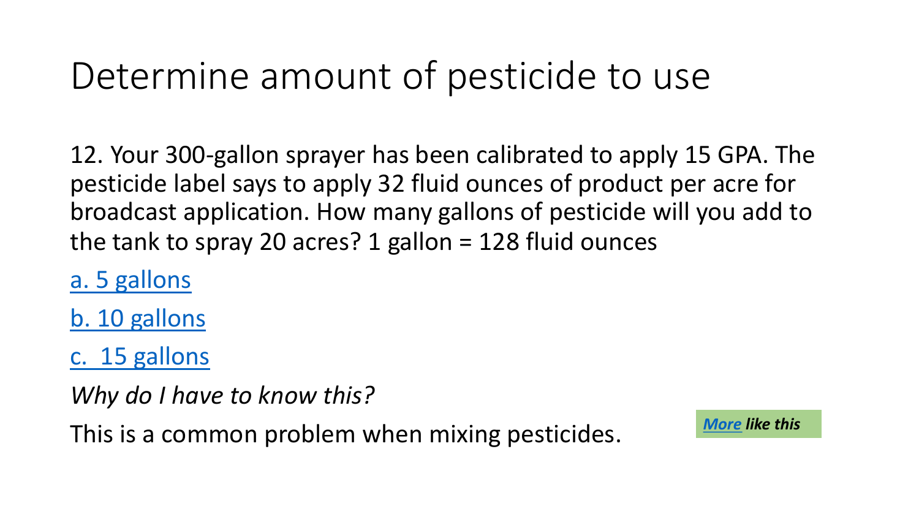# Determine amount of pesticide to use

12. Your 300-gallon sprayer has been calibrated to apply 15 GPA. The pesticide label says to apply 32 fluid ounces of product per acre for broadcast application. How many gallons of pesticide will you add to the tank to spray 20 acres? 1 gallon = 128 fluid ounces

a. 5 gallons

b. 10 gallons

c. 15 gallons

*Why do I have to know this?*

This is a common problem when mixing pesticides.

***More like this***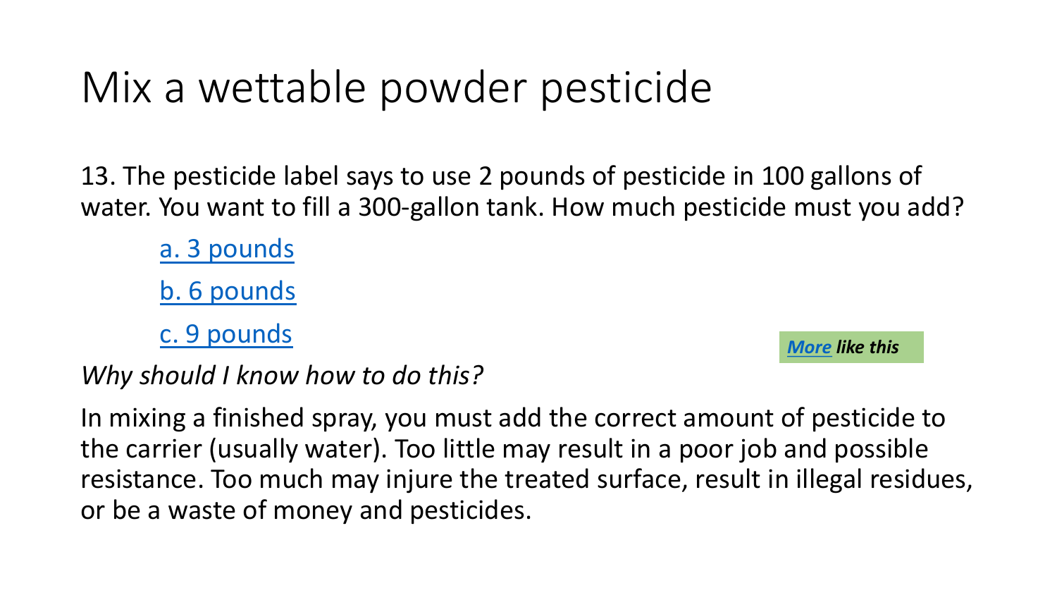# Mix a wettable powder pesticide

13. The pesticide label says to use 2 pounds of pesticide in 100 gallons of water. You want to fill a 300-gallon tank. How much pesticide must you add?

- a. 3 pounds
- b. 6 pounds
- c. 9 pounds

***More like this***

*Why should I know how to do this?*

In mixing a finished spray, you must add the correct amount of pesticide to the carrier (usually water). Too little may result in a poor job and possible resistance. Too much may injure the treated surface, result in illegal residues, or be a waste of money and pesticides.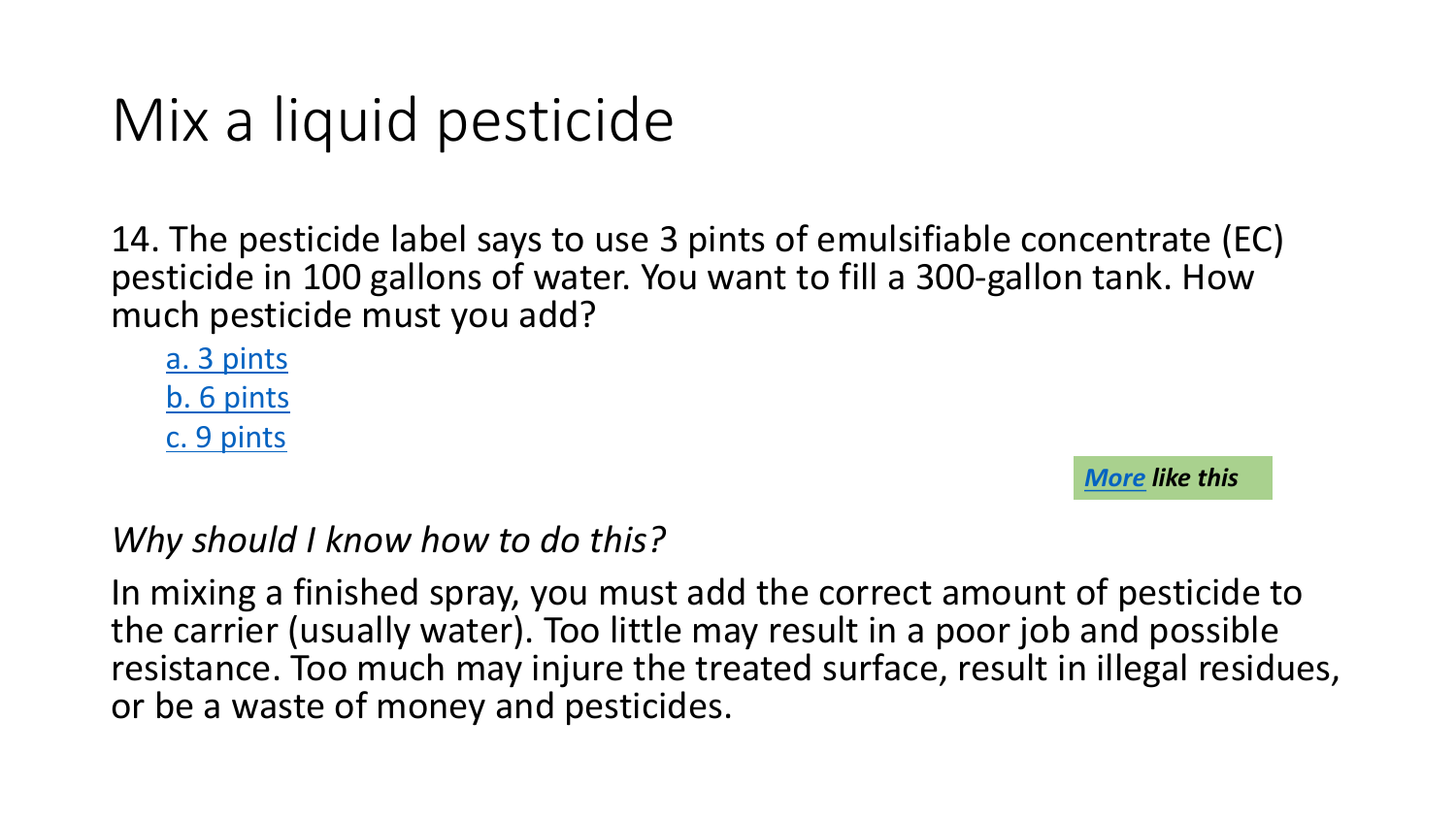# Mix a liquid pesticide

14. The pesticide label says to use 3 pints of emulsifiable concentrate (EC) pesticide in 100 gallons of water. You want to fill a 300-gallon tank. How much pesticide must you add?

a. 3 pints
b. 6 pints
c. 9 pints

***More like this***

*Why should I know how to do this?*

In mixing a finished spray, you must add the correct amount of pesticide to the carrier (usually water). Too little may result in a poor job and possible resistance. Too much may injure the treated surface, result in illegal residues, or be a waste of money and pesticides.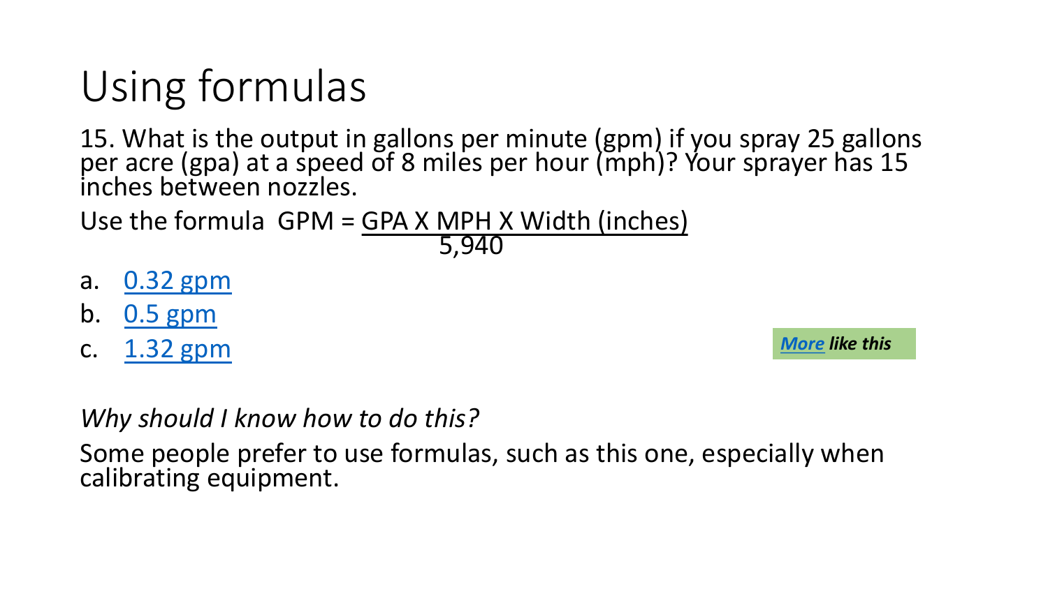# Using formulas

15. What is the output in gallons per minute (gpm) if you spray 25 gallons per acre (gpa) at a speed of 8 miles per hour (mph)? Your sprayer has 15 inches between nozzles.

Use the formula $GPM = \frac{GPA \times MPH \times Width\ (inches)}{5{,}940}$

a. 0.32 gpm
b. 0.5 gpm
c. 1.32 gpm

***More like this***

*Why should I know how to do this?*

Some people prefer to use formulas, such as this one, especially when calibrating equipment.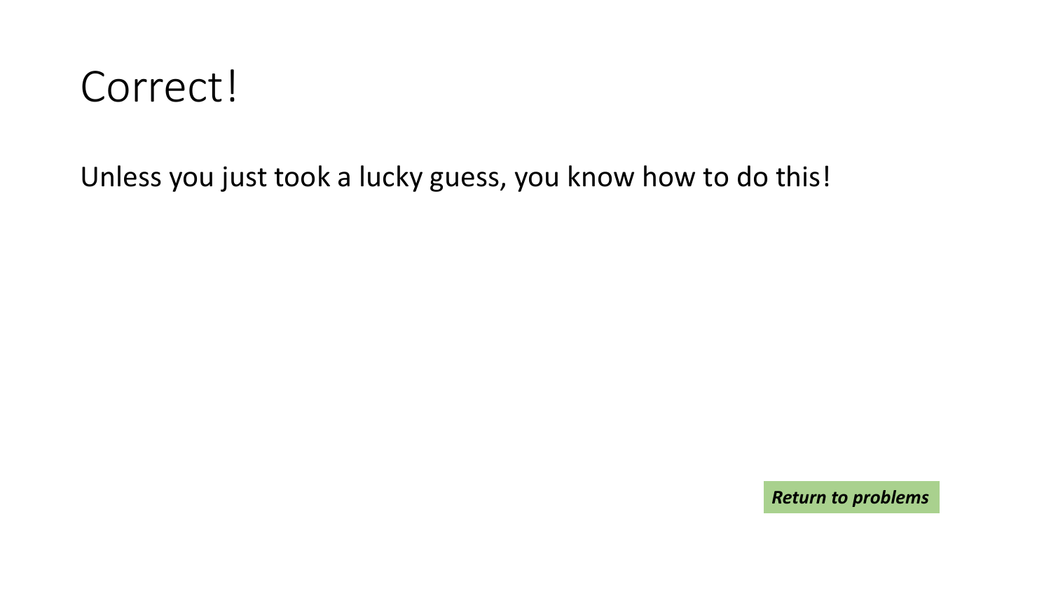# Correct!

Unless you just took a lucky guess, you know how to do this!

***Return to problems***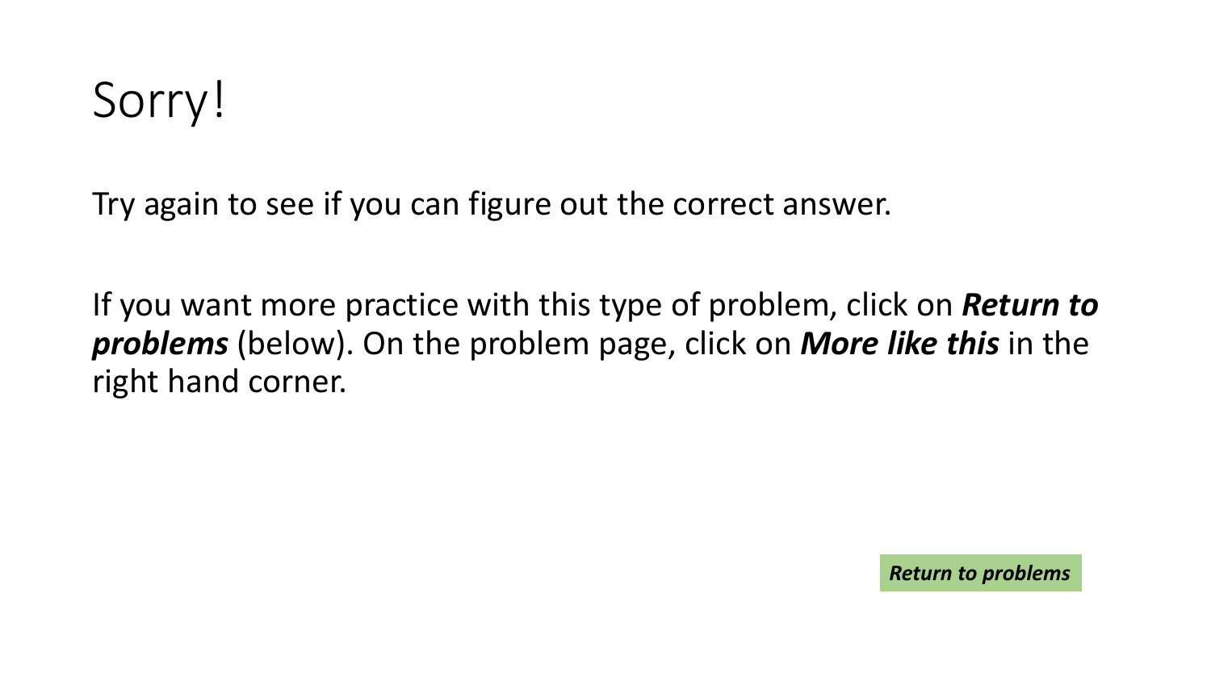# Sorry!

Try again to see if you can figure out the correct answer.

If you want more practice with this type of problem, click on ***Return to problems*** (below). On the problem page, click on ***More like this*** in the right hand corner.

***Return to problems***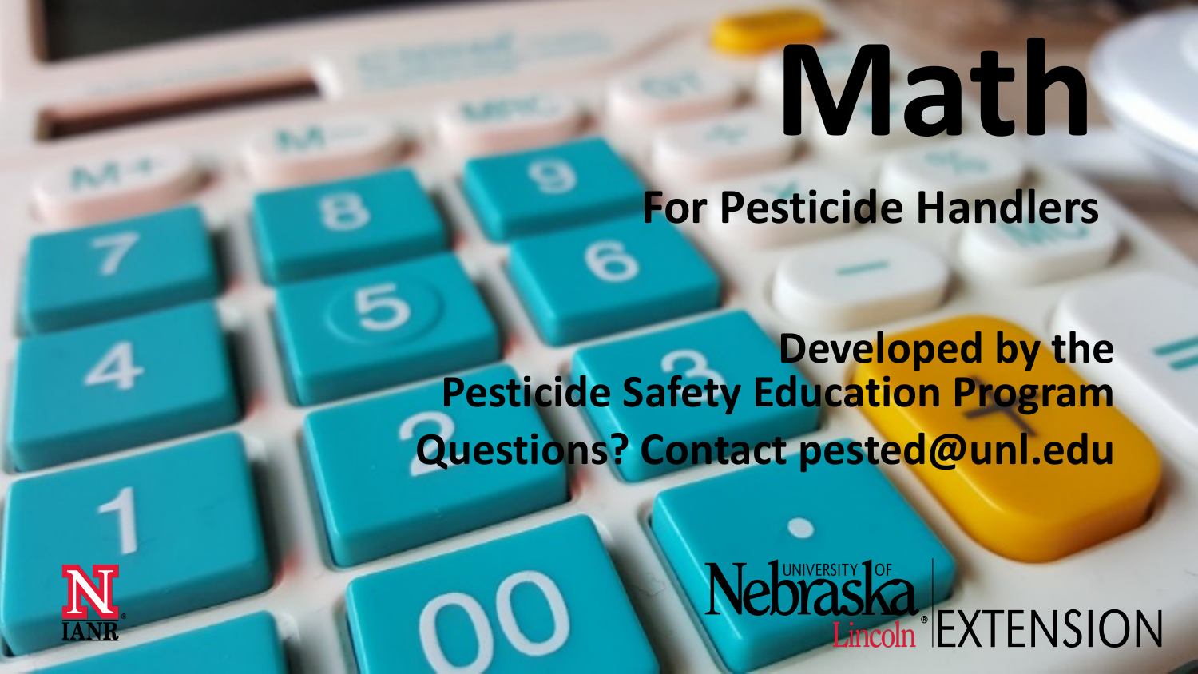# Math

## For Pesticide Handlers

**Developed by the Pesticide Safety Education Program**

**Questions? Contact pested@unl.edu**

University of Nebraska Lincoln EXTENSION

N IANR